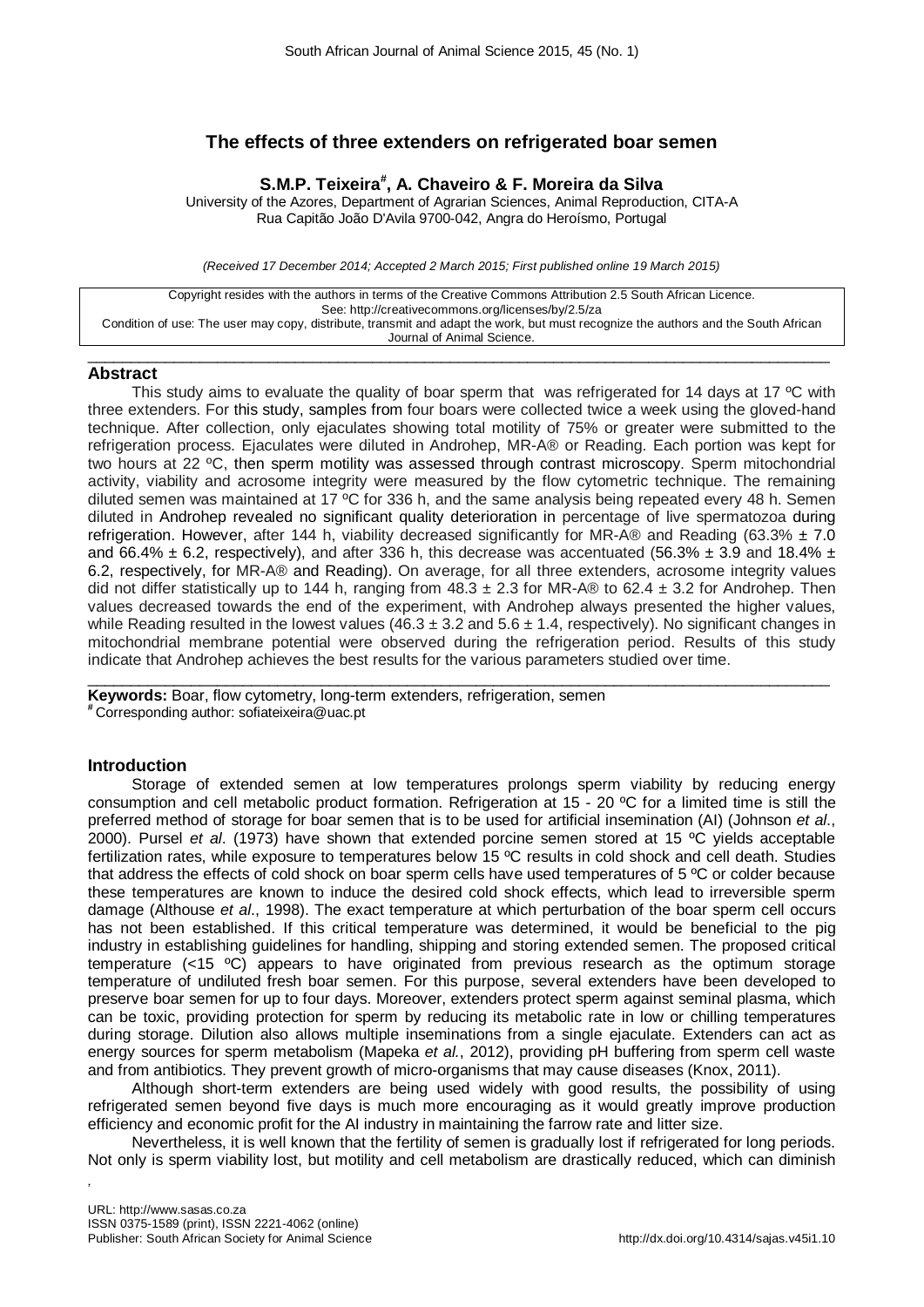# The effects of three extenders on refrigerated boar semen

**S.M.P. Teixeira[#], A. Chaveiro & F. Moreira da Silva**

University of the Azores, Department of Agrarian Sciences, Animal Reproduction, CITA-A
Rua Capitão João D'Avila 9700-042, Angra do Heroísmo, Portugal

*(Received 17 December 2014; Accepted 2 March 2015; First published online 19 March 2015)*

Copyright resides with the authors in terms of the Creative Commons Attribution 2.5 South African Licence.
See: http://creativecommons.org/licenses/by/2.5/za
Condition of use: The user may copy, distribute, transmit and adapt the work, but must recognize the authors and the South African Journal of Animal Science.

## Abstract

This study aims to evaluate the quality of boar sperm that was refrigerated for 14 days at 17 ºC with three extenders. For this study, samples from four boars were collected twice a week using the gloved-hand technique. After collection, only ejaculates showing total motility of 75% or greater were submitted to the refrigeration process. Ejaculates were diluted in Androhep, MR-A® or Reading. Each portion was kept for two hours at 22 ºC, then sperm motility was assessed through contrast microscopy. Sperm mitochondrial activity, viability and acrosome integrity were measured by the flow cytometric technique. The remaining diluted semen was maintained at 17 ºC for 336 h, and the same analysis being repeated every 48 h. Semen diluted in Androhep revealed no significant quality deterioration in percentage of live spermatozoa during refrigeration. However, after 144 h, viability decreased significantly for MR-A® and Reading (63.3% ± 7.0 and 66.4% ± 6.2, respectively), and after 336 h, this decrease was accentuated (56.3% ± 3.9 and 18.4% ± 6.2, respectively, for MR-A® and Reading). On average, for all three extenders, acrosome integrity values did not differ statistically up to 144 h, ranging from 48.3 ± 2.3 for MR-A® to 62.4 ± 3.2 for Androhep. Then values decreased towards the end of the experiment, with Androhep always presented the higher values, while Reading resulted in the lowest values (46.3 ± 3.2 and 5.6 ± 1.4, respectively). No significant changes in mitochondrial membrane potential were observed during the refrigeration period. Results of this study indicate that Androhep achieves the best results for the various parameters studied over time.

**Keywords:** Boar, flow cytometry, long-term extenders, refrigeration, semen

[#] Corresponding author: sofiateixeira@uac.pt

## Introduction

Storage of extended semen at low temperatures prolongs sperm viability by reducing energy consumption and cell metabolic product formation. Refrigeration at 15 - 20 ºC for a limited time is still the preferred method of storage for boar semen that is to be used for artificial insemination (AI) (Johnson *et al*., 2000). Pursel *et al*. (1973) have shown that extended porcine semen stored at 15 ºC yields acceptable fertilization rates, while exposure to temperatures below 15 ºC results in cold shock and cell death. Studies that address the effects of cold shock on boar sperm cells have used temperatures of 5 ºC or colder because these temperatures are known to induce the desired cold shock effects, which lead to irreversible sperm damage (Althouse *et al*., 1998). The exact temperature at which perturbation of the boar sperm cell occurs has not been established. If this critical temperature was determined, it would be beneficial to the pig industry in establishing guidelines for handling, shipping and storing extended semen. The proposed critical temperature (<15 ºC) appears to have originated from previous research as the optimum storage temperature of undiluted fresh boar semen. For this purpose, several extenders have been developed to preserve boar semen for up to four days. Moreover, extenders protect sperm against seminal plasma, which can be toxic, providing protection for sperm by reducing its metabolic rate in low or chilling temperatures during storage. Dilution also allows multiple inseminations from a single ejaculate. Extenders can act as energy sources for sperm metabolism (Mapeka *et al.*, 2012), providing pH buffering from sperm cell waste and from antibiotics. They prevent growth of micro-organisms that may cause diseases (Knox, 2011).

Although short-term extenders are being used widely with good results, the possibility of using refrigerated semen beyond five days is much more encouraging as it would greatly improve production efficiency and economic profit for the AI industry in maintaining the farrow rate and litter size.

Nevertheless, it is well known that the fertility of semen is gradually lost if refrigerated for long periods. Not only is sperm viability lost, but motility and cell metabolism are drastically reduced, which can diminish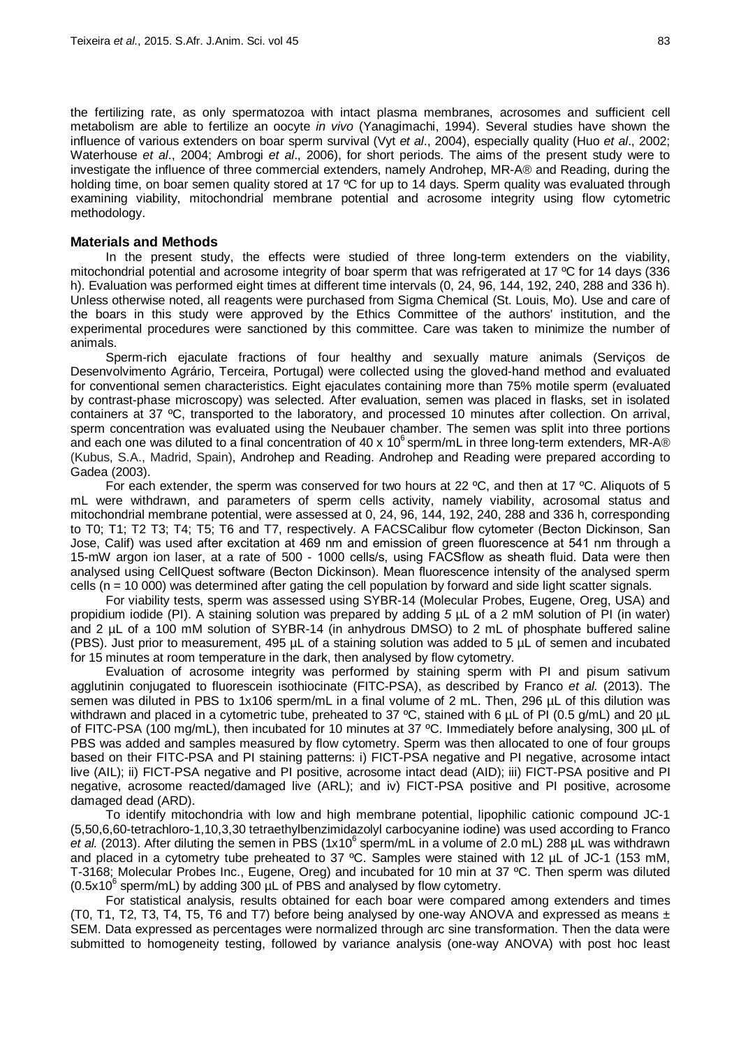the fertilizing rate, as only spermatozoa with intact plasma membranes, acrosomes and sufficient cell metabolism are able to fertilize an oocyte *in vivo* (Yanagimachi, 1994). Several studies have shown the influence of various extenders on boar sperm survival (Vyt *et al*., 2004), especially quality (Huo *et al*., 2002; Waterhouse *et al*., 2004; Ambrogi *et al*., 2006), for short periods. The aims of the present study were to investigate the influence of three commercial extenders, namely Androhep, MR-A® and Reading, during the holding time, on boar semen quality stored at 17 ºC for up to 14 days. Sperm quality was evaluated through examining viability, mitochondrial membrane potential and acrosome integrity using flow cytometric methodology.

## Materials and Methods

In the present study, the effects were studied of three long-term extenders on the viability, mitochondrial potential and acrosome integrity of boar sperm that was refrigerated at 17 ºC for 14 days (336 h). Evaluation was performed eight times at different time intervals (0, 24, 96, 144, 192, 240, 288 and 336 h). Unless otherwise noted, all reagents were purchased from Sigma Chemical (St. Louis, Mo). Use and care of the boars in this study were approved by the Ethics Committee of the authors' institution, and the experimental procedures were sanctioned by this committee. Care was taken to minimize the number of animals.

Sperm-rich ejaculate fractions of four healthy and sexually mature animals (Serviços de Desenvolvimento Agrário, Terceira, Portugal) were collected using the gloved-hand method and evaluated for conventional semen characteristics. Eight ejaculates containing more than 75% motile sperm (evaluated by contrast-phase microscopy) was selected. After evaluation, semen was placed in flasks, set in isolated containers at 37 ºC, transported to the laboratory, and processed 10 minutes after collection. On arrival, sperm concentration was evaluated using the Neubauer chamber. The semen was split into three portions and each one was diluted to a final concentration of 40 x $10^6$ sperm/mL in three long-term extenders, MR-A® (Kubus, S.A., Madrid, Spain), Androhep and Reading. Androhep and Reading were prepared according to Gadea (2003).

For each extender, the sperm was conserved for two hours at 22 ºC, and then at 17 ºC. Aliquots of 5 mL were withdrawn, and parameters of sperm cells activity, namely viability, acrosomal status and mitochondrial membrane potential, were assessed at 0, 24, 96, 144, 192, 240, 288 and 336 h, corresponding to T0; T1; T2 T3; T4; T5; T6 and T7, respectively. A FACSCalibur flow cytometer (Becton Dickinson, San Jose, Calif) was used after excitation at 469 nm and emission of green fluorescence at 541 nm through a 15-mW argon ion laser, at a rate of 500 - 1000 cells/s, using FACSflow as sheath fluid. Data were then analysed using CellQuest software (Becton Dickinson). Mean fluorescence intensity of the analysed sperm cells (n = 10 000) was determined after gating the cell population by forward and side light scatter signals.

For viability tests, sperm was assessed using SYBR-14 (Molecular Probes, Eugene, Oreg, USA) and propidium iodide (PI). A staining solution was prepared by adding *5* µL of a 2 mM solution of PI (in water) and 2 µL of a 100 mM solution of SYBR-14 (in anhydrous DMSO) to 2 mL of phosphate buffered saline (PBS). Just prior to measurement, 495 µL of a staining solution was added to 5 µL of semen and incubated for 15 minutes at room temperature in the dark, then analysed by flow cytometry.

Evaluation of acrosome integrity was performed by staining sperm with PI and pisum sativum agglutinin conjugated to fluorescein isothiocinate (FITC-PSA), as described by Franco *et al.* (2013). The semen was diluted in PBS to 1x106 sperm/mL in a final volume of 2 mL. Then, 296 µL of this dilution was withdrawn and placed in a cytometric tube, preheated to 37 ºC, stained with 6 µL of PI (0.5 g/mL) and 20 µL of FITC-PSA (100 mg/mL), then incubated for 10 minutes at 37 ºC. Immediately before analysing, 300 µL of PBS was added and samples measured by flow cytometry. Sperm was then allocated to one of four groups based on their FITC-PSA and PI staining patterns: i) FICT-PSA negative and PI negative, acrosome intact live (AIL); ii) FICT-PSA negative and PI positive, acrosome intact dead (AID); iii) FICT-PSA positive and PI negative, acrosome reacted/damaged live (ARL); and iv) FICT-PSA positive and PI positive, acrosome damaged dead (ARD).

To identify mitochondria with low and high membrane potential, lipophilic cationic compound JC-1 (5,50,6,60-tetrachloro-1,10,3,30 tetraethylbenzimidazolyl carbocyanine iodine) was used according to Franco *et al.* (2013). After diluting the semen in PBS (1x$10^6$ sperm/mL in a volume of 2.0 mL) 288 µL was withdrawn and placed in a cytometry tube preheated to 37 ºC. Samples were stained with 12 µL of JC-1 (153 mM, T-3168; Molecular Probes Inc., Eugene, Oreg) and incubated for 10 min at 37 ºC. Then sperm was diluted (0.5x$10^6$ sperm/mL) by adding 300 µL of PBS and analysed by flow cytometry.

For statistical analysis, results obtained for each boar were compared among extenders and times (T0, T1, T2, T3, T4, T5, T6 and T7) before being analysed by one-way ANOVA and expressed as means ± SEM. Data expressed as percentages were normalized through arc sine transformation. Then the data were submitted to homogeneity testing, followed by variance analysis (one-way ANOVA) with post hoc least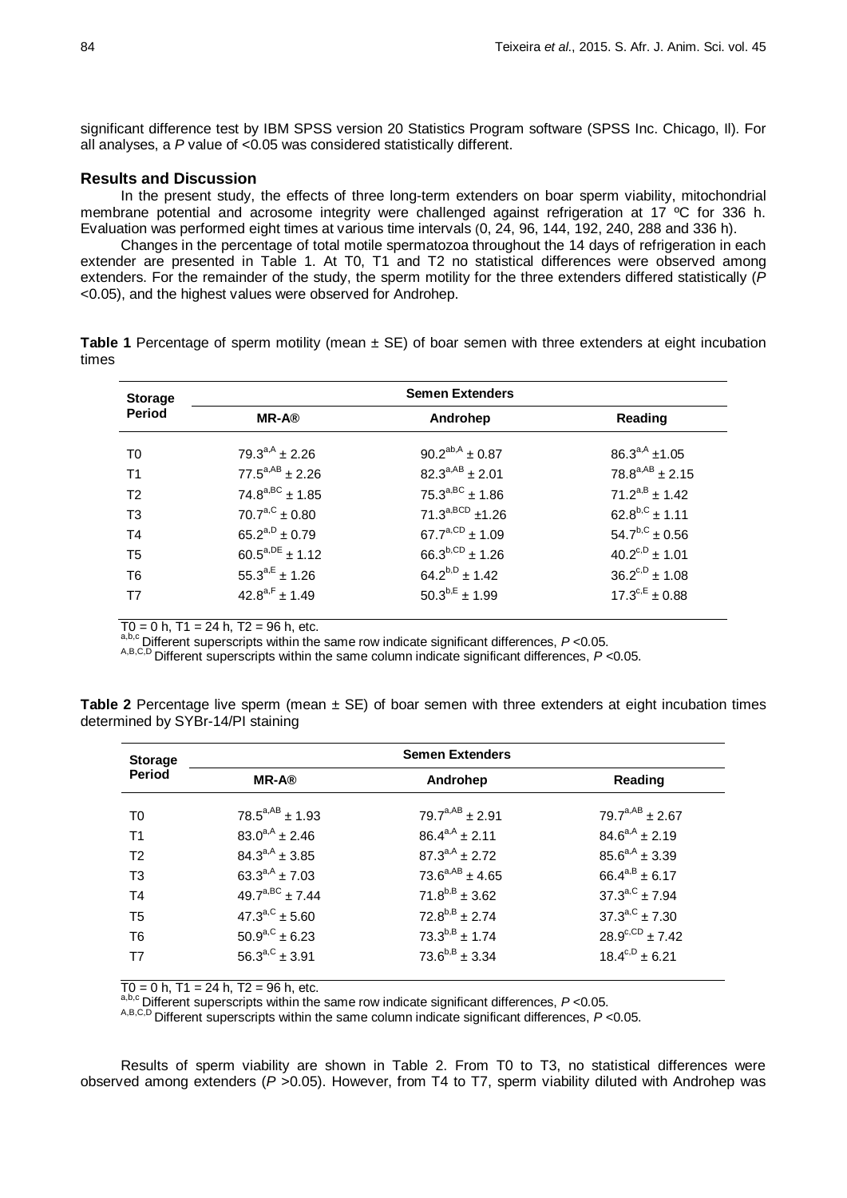significant difference test by IBM SPSS version 20 Statistics Program software (SPSS Inc. Chicago, Il). For all analyses, a *P* value of <0.05 was considered statistically different.

## Results and Discussion

In the present study, the effects of three long-term extenders on boar sperm viability, mitochondrial membrane potential and acrosome integrity were challenged against refrigeration at 17 ºC for 336 h. Evaluation was performed eight times at various time intervals (0, 24, 96, 144, 192, 240, 288 and 336 h).

Changes in the percentage of total motile spermatozoa throughout the 14 days of refrigeration in each extender are presented in Table 1. At T0, T1 and T2 no statistical differences were observed among extenders. For the remainder of the study, the sperm motility for the three extenders differed statistically (*P* <0.05), and the highest values were observed for Androhep.

**Table 1** Percentage of sperm motility (mean ± SE) of boar semen with three extenders at eight incubation times

| Storage Period | Semen Extenders | | |
|---|---|---|---|
| | MR-A® | Androhep | Reading |
| T0 | $79.3^{a,A} \pm 2.26$ | $90.2^{ab,A} \pm 0.87$ | $86.3^{a,A} \pm 1.05$ |
| T1 | $77.5^{a,AB} \pm 2.26$ | $82.3^{a,AB} \pm 2.01$ | $78.8^{a,AB} \pm 2.15$ |
| T2 | $74.8^{a,BC} \pm 1.85$ | $75.3^{a,BC} \pm 1.86$ | $71.2^{a,B} \pm 1.42$ |
| T3 | $70.7^{a,C} \pm 0.80$ | $71.3^{a,BCD} \pm 1.26$ | $62.8^{b,C} \pm 1.11$ |
| T4 | $65.2^{a,D} \pm 0.79$ | $67.7^{a,CD} \pm 1.09$ | $54.7^{b,C} \pm 0.56$ |
| T5 | $60.5^{a,DE} \pm 1.12$ | $66.3^{b,CD} \pm 1.26$ | $40.2^{c,D} \pm 1.01$ |
| T6 | $55.3^{a,E} \pm 1.26$ | $64.2^{b,D} \pm 1.42$ | $36.2^{c,D} \pm 1.08$ |
| T7 | $42.8^{a,F} \pm 1.49$ | $50.3^{b,E} \pm 1.99$ | $17.3^{c,E} \pm 0.88$ |

T0 = 0 h, T1 = 24 h, T2 = 96 h, etc.
[a,b,c] Different superscripts within the same row indicate significant differences, *P* <0.05.
[A,B,C,D] Different superscripts within the same column indicate significant differences, *P* <0.05.

**Table 2** Percentage live sperm (mean ± SE) of boar semen with three extenders at eight incubation times determined by SYBr-14/PI staining

| Storage Period | Semen Extenders | | |
|---|---|---|---|
| | MR-A® | Androhep | Reading |
| T0 | $78.5^{a,AB} \pm 1.93$ | $79.7^{a,AB} \pm 2.91$ | $79.7^{a,AB} \pm 2.67$ |
| T1 | $83.0^{a,A} \pm 2.46$ | $86.4^{a,A} \pm 2.11$ | $84.6^{a,A} \pm 2.19$ |
| T2 | $84.3^{a,A} \pm 3.85$ | $87.3^{a,A} \pm 2.72$ | $85.6^{a,A} \pm 3.39$ |
| T3 | $63.3^{a,A} \pm 7.03$ | $73.6^{a,AB} \pm 4.65$ | $66.4^{a,B} \pm 6.17$ |
| T4 | $49.7^{a,BC} \pm 7.44$ | $71.8^{b,B} \pm 3.62$ | $37.3^{a,C} \pm 7.94$ |
| T5 | $47.3^{a,C} \pm 5.60$ | $72.8^{b,B} \pm 2.74$ | $37.3^{a,C} \pm 7.30$ |
| T6 | $50.9^{a,C} \pm 6.23$ | $73.3^{b,B} \pm 1.74$ | $28.9^{c,CD} \pm 7.42$ |
| T7 | $56.3^{a,C} \pm 3.91$ | $73.6^{b,B} \pm 3.34$ | $18.4^{c,D} \pm 6.21$ |

T0 = 0 h, T1 = 24 h, T2 = 96 h, etc.
[a,b,c] Different superscripts within the same row indicate significant differences, *P* <0.05.
[A,B,C,D] Different superscripts within the same column indicate significant differences, *P* <0.05.

Results of sperm viability are shown in Table 2. From T0 to T3, no statistical differences were observed among extenders (*P* >0.05). However, from T4 to T7, sperm viability diluted with Androhep was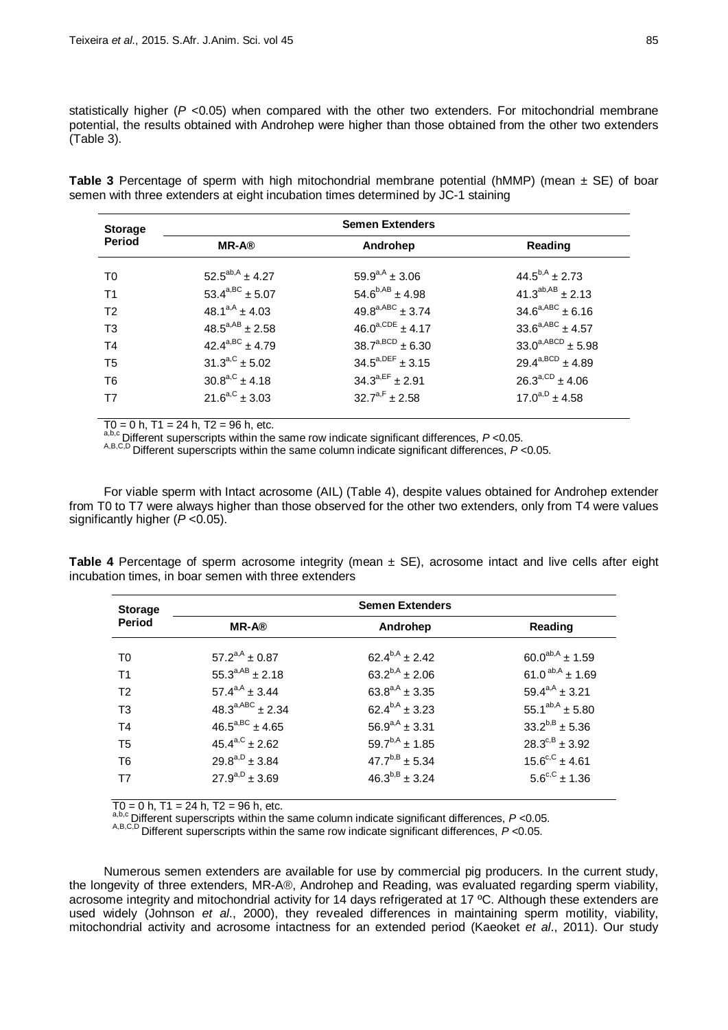statistically higher ($P$ <0.05) when compared with the other two extenders. For mitochondrial membrane potential, the results obtained with Androhep were higher than those obtained from the other two extenders (Table 3).

**Table 3** Percentage of sperm with high mitochondrial membrane potential (hMMP) (mean ± SE) of boar semen with three extenders at eight incubation times determined by JC-1 staining

| Storage Period | Semen Extenders | | |
|---|---|---|---|
| | MR-A® | Androhep | Reading |
| T0 | $52.5^{ab,A} \pm 4.27$ | $59.9^{a,A} \pm 3.06$ | $44.5^{b,A} \pm 2.73$ |
| T1 | $53.4^{a,BC} \pm 5.07$ | $54.6^{b,AB} \pm 4.98$ | $41.3^{ab,AB} \pm 2.13$ |
| T2 | $48.1^{a,A} \pm 4.03$ | $49.8^{a,ABC} \pm 3.74$ | $34.6^{a,ABC} \pm 6.16$ |
| T3 | $48.5^{a,AB} \pm 2.58$ | $46.0^{a,CDE} \pm 4.17$ | $33.6^{a,ABC} \pm 4.57$ |
| T4 | $42.4^{a,BC} \pm 4.79$ | $38.7^{a,BCD} \pm 6.30$ | $33.0^{a,ABCD} \pm 5.98$ |
| T5 | $31.3^{a,C} \pm 5.02$ | $34.5^{a,DEF} \pm 3.15$ | $29.4^{a,BCD} \pm 4.89$ |
| T6 | $30.8^{a,C} \pm 4.18$ | $34.3^{a,EF} \pm 2.91$ | $26.3^{a,CD} \pm 4.06$ |
| T7 | $21.6^{a,C} \pm 3.03$ | $32.7^{a,F} \pm 2.58$ | $17.0^{a,D} \pm 4.58$ |

T0 = 0 h, T1 = 24 h, T2 = 96 h, etc.
[a,b,c] Different superscripts within the same row indicate significant differences, $P$ <0.05.
[A,B,C,D] Different superscripts within the same column indicate significant differences, $P$ <0.05.

For viable sperm with Intact acrosome (AIL) (Table 4), despite values obtained for Androhep extender from T0 to T7 were always higher than those observed for the other two extenders, only from T4 were values significantly higher ($P$ <0.05).

**Table 4** Percentage of sperm acrosome integrity (mean ± SE), acrosome intact and live cells after eight incubation times, in boar semen with three extenders

| Storage Period | Semen Extenders | | |
|---|---|---|---|
| | MR-A® | Androhep | Reading |
| T0 | $57.2^{a,A} \pm 0.87$ | $62.4^{b,A} \pm 2.42$ | $60.0^{ab,A} \pm 1.59$ |
| T1 | $55.3^{a,AB} \pm 2.18$ | $63.2^{b,A} \pm 2.06$ | $61.0^{ab,A} \pm 1.69$ |
| T2 | $57.4^{a,A} \pm 3.44$ | $63.8^{a,A} \pm 3.35$ | $59.4^{a,A} \pm 3.21$ |
| T3 | $48.3^{a,ABC} \pm 2.34$ | $62.4^{b,A} \pm 3.23$ | $55.1^{ab,A} \pm 5.80$ |
| T4 | $46.5^{a,BC} \pm 4.65$ | $56.9^{a,A} \pm 3.31$ | $33.2^{b,B} \pm 5.36$ |
| T5 | $45.4^{a,C} \pm 2.62$ | $59.7^{b,A} \pm 1.85$ | $28.3^{c,B} \pm 3.92$ |
| T6 | $29.8^{a,D} \pm 3.84$ | $47.7^{b,B} \pm 5.34$ | $15.6^{c,C} \pm 4.61$ |
| T7 | $27.9^{a,D} \pm 3.69$ | $46.3^{b,B} \pm 3.24$ | $5.6^{c,C} \pm 1.36$ |

T0 = 0 h, T1 = 24 h, T2 = 96 h, etc.
[a,b,c] Different superscripts within the same column indicate significant differences, $P$ <0.05.
[A,B,C,D] Different superscripts within the same row indicate significant differences, $P$ <0.05.

Numerous semen extenders are available for use by commercial pig producers. In the current study, the longevity of three extenders, MR-A®, Androhep and Reading, was evaluated regarding sperm viability, acrosome integrity and mitochondrial activity for 14 days refrigerated at 17 ºC. Although these extenders are used widely (Johnson *et al*., 2000), they revealed differences in maintaining sperm motility, viability, mitochondrial activity and acrosome intactness for an extended period (Kaeoket *et al*., 2011). Our study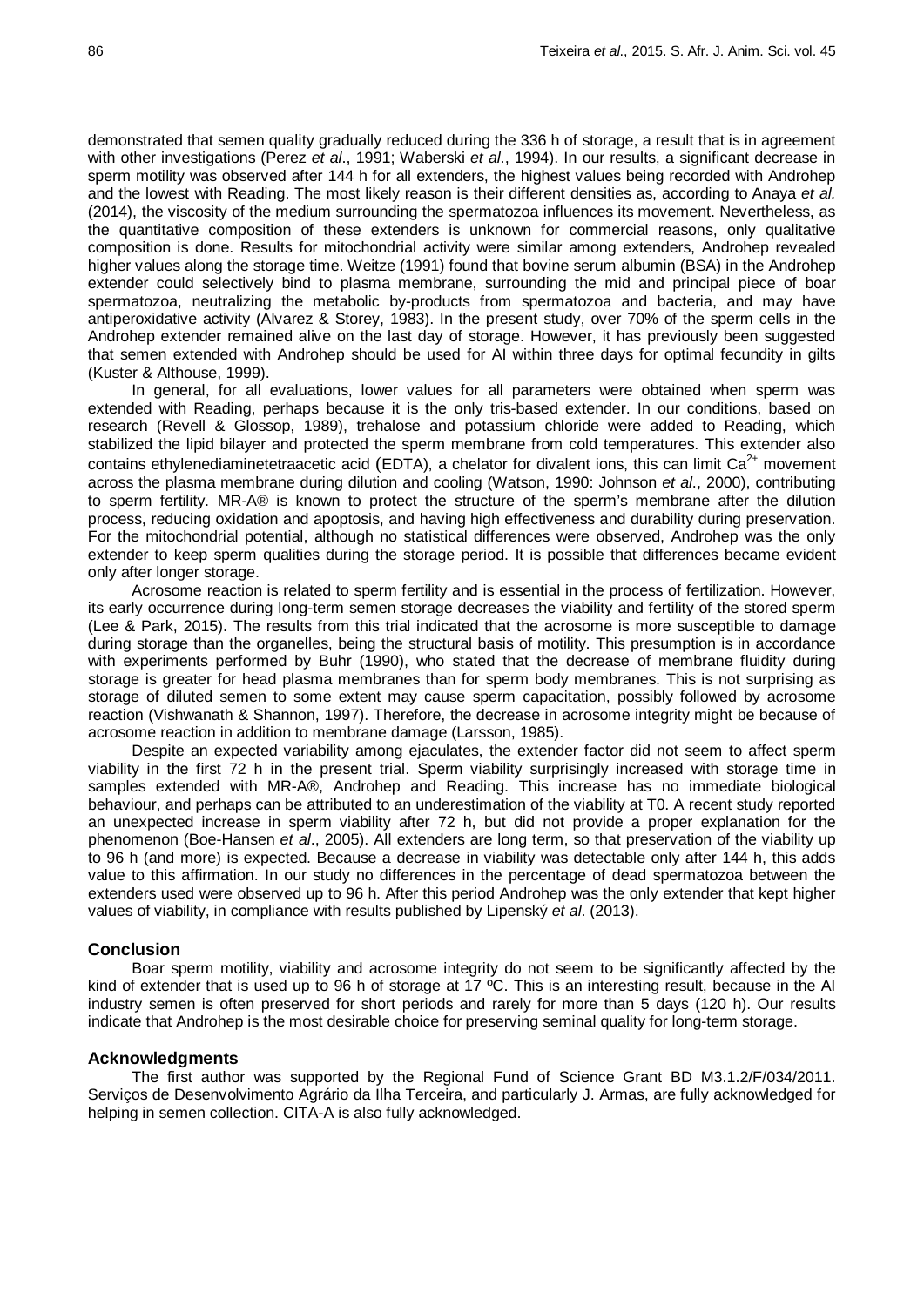demonstrated that semen quality gradually reduced during the 336 h of storage, a result that is in agreement with other investigations (Perez *et al*., 1991; Waberski *et al*., 1994). In our results, a significant decrease in sperm motility was observed after 144 h for all extenders, the highest values being recorded with Androhep and the lowest with Reading. The most likely reason is their different densities as, according to Anaya *et al.* (2014), the viscosity of the medium surrounding the spermatozoa influences its movement. Nevertheless, as the quantitative composition of these extenders is unknown for commercial reasons, only qualitative composition is done. Results for mitochondrial activity were similar among extenders, Androhep revealed higher values along the storage time. Weitze (1991) found that bovine serum albumin (BSA) in the Androhep extender could selectively bind to plasma membrane, surrounding the mid and principal piece of boar spermatozoa, neutralizing the metabolic by-products from spermatozoa and bacteria, and may have antiperoxidative activity (Alvarez & Storey, 1983). In the present study, over 70% of the sperm cells in the Androhep extender remained alive on the last day of storage. However, it has previously been suggested that semen extended with Androhep should be used for AI within three days for optimal fecundity in gilts (Kuster & Althouse, 1999).

In general, for all evaluations, lower values for all parameters were obtained when sperm was extended with Reading, perhaps because it is the only tris-based extender. In our conditions, based on research (Revell & Glossop, 1989), trehalose and potassium chloride were added to Reading, which stabilized the lipid bilayer and protected the sperm membrane from cold temperatures. This extender also contains ethylenediaminetetraacetic acid (EDTA), a chelator for divalent ions, this can limit $Ca^{2+}$ movement across the plasma membrane during dilution and cooling (Watson, 1990: Johnson *et al*., 2000), contributing to sperm fertility. MR-A® is known to protect the structure of the sperm's membrane after the dilution process, reducing oxidation and apoptosis, and having high effectiveness and durability during preservation. For the mitochondrial potential, although no statistical differences were observed, Androhep was the only extender to keep sperm qualities during the storage period. It is possible that differences became evident only after longer storage.

Acrosome reaction is related to sperm fertility and is essential in the process of fertilization. However, its early occurrence during long-term semen storage decreases the viability and fertility of the stored sperm (Lee & Park, 2015). The results from this trial indicated that the acrosome is more susceptible to damage during storage than the organelles, being the structural basis of motility. This presumption is in accordance with experiments performed by Buhr (1990), who stated that the decrease of membrane fluidity during storage is greater for head plasma membranes than for sperm body membranes. This is not surprising as storage of diluted semen to some extent may cause sperm capacitation, possibly followed by acrosome reaction (Vishwanath & Shannon, 1997). Therefore, the decrease in acrosome integrity might be because of acrosome reaction in addition to membrane damage (Larsson, 1985).

Despite an expected variability among ejaculates, the extender factor did not seem to affect sperm viability in the first 72 h in the present trial. Sperm viability surprisingly increased with storage time in samples extended with MR-A®, Androhep and Reading. This increase has no immediate biological behaviour, and perhaps can be attributed to an underestimation of the viability at T0. A recent study reported an unexpected increase in sperm viability after 72 h, but did not provide a proper explanation for the phenomenon (Boe-Hansen *et al*., 2005). All extenders are long term, so that preservation of the viability up to 96 h (and more) is expected. Because a decrease in viability was detectable only after 144 h, this adds value to this affirmation. In our study no differences in the percentage of dead spermatozoa between the extenders used were observed up to 96 h. After this period Androhep was the only extender that kept higher values of viability, in compliance with results published by Lipenský *et al*. (2013).

## Conclusion

Boar sperm motility, viability and acrosome integrity do not seem to be significantly affected by the kind of extender that is used up to 96 h of storage at 17 ºC. This is an interesting result, because in the AI industry semen is often preserved for short periods and rarely for more than 5 days (120 h). Our results indicate that Androhep is the most desirable choice for preserving seminal quality for long-term storage.

## Acknowledgments

The first author was supported by the Regional Fund of Science Grant BD M3.1.2/F/034/2011. Serviços de Desenvolvimento Agrário da Ilha Terceira, and particularly J. Armas, are fully acknowledged for helping in semen collection. CITA-A is also fully acknowledged.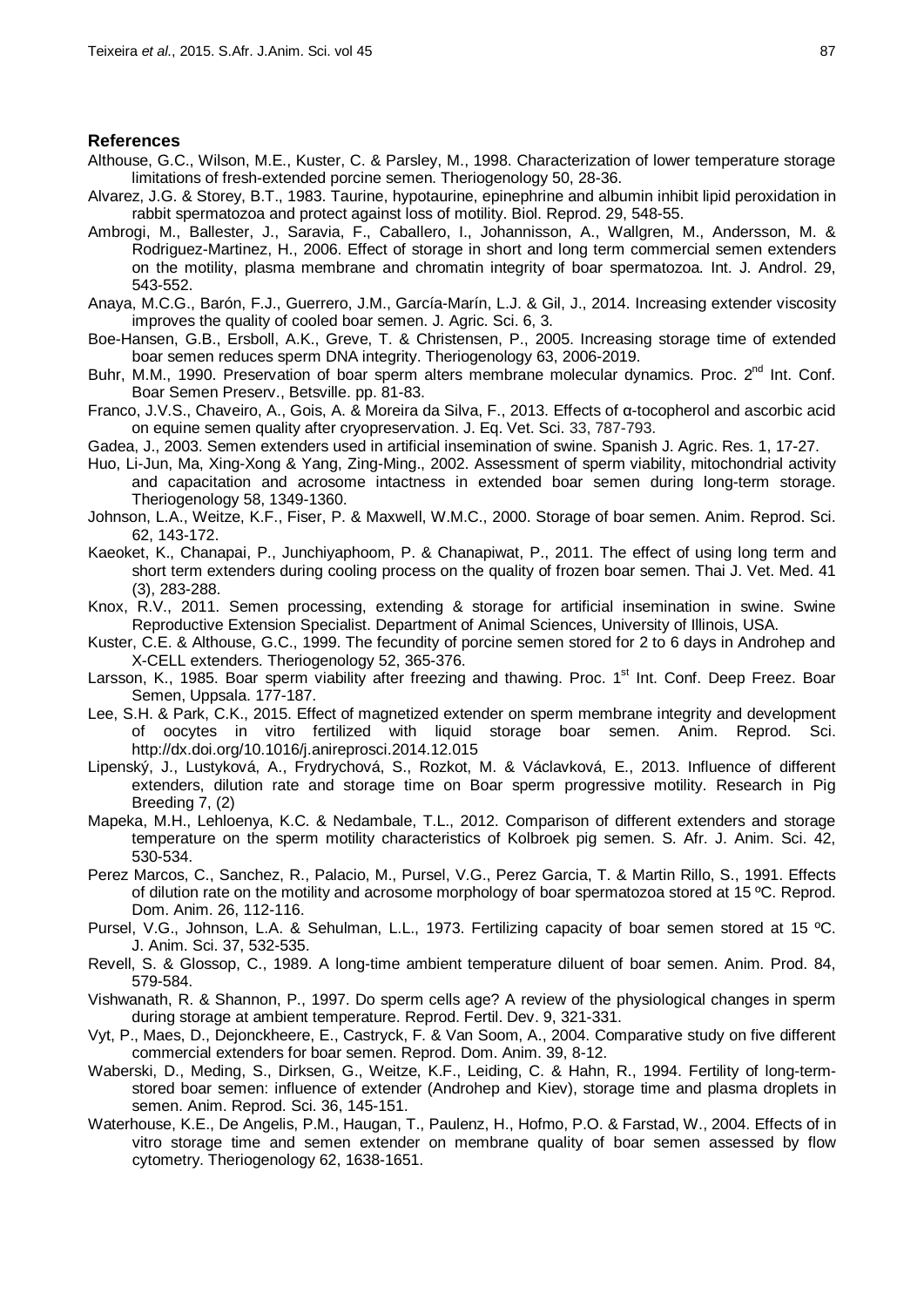## References

Althouse, G.C., Wilson, M.E., Kuster, C. & Parsley, M., 1998. Characterization of lower temperature storage limitations of fresh-extended porcine semen. Theriogenology 50, 28-36.

Alvarez, J.G. & Storey, B.T., 1983. Taurine, hypotaurine, epinephrine and albumin inhibit lipid peroxidation in rabbit spermatozoa and protect against loss of motility. Biol. Reprod. 29, 548-55.

Ambrogi, M., Ballester, J., Saravia, F., Caballero, I., Johannisson, A., Wallgren, M., Andersson, M. & Rodriguez-Martinez, H., 2006. Effect of storage in short and long term commercial semen extenders on the motility, plasma membrane and chromatin integrity of boar spermatozoa. Int. J. Androl. 29, 543-552.

Anaya, M.C.G., Barón, F.J., Guerrero, J.M., García-Marín, L.J. & Gil, J., 2014. Increasing extender viscosity improves the quality of cooled boar semen. J. Agric. Sci. 6, 3.

Boe-Hansen, G.B., Ersboll, A.K., Greve, T. & Christensen, P., 2005. Increasing storage time of extended boar semen reduces sperm DNA integrity. Theriogenology 63, 2006-2019.

Buhr, M.M., 1990. Preservation of boar sperm alters membrane molecular dynamics. Proc. 2[nd] Int. Conf. Boar Semen Preserv., Betsville. pp. 81-83.

Franco, J.V.S., Chaveiro, A., Gois, A. & Moreira da Silva, F., 2013. Effects of α-tocopherol and ascorbic acid on equine semen quality after cryopreservation. J. Eq. Vet. Sci. 33, 787-793.

Gadea, J., 2003. Semen extenders used in artificial insemination of swine. Spanish J. Agric. Res. 1, 17-27.

Huo, Li-Jun, Ma, Xing-Xong & Yang, Zing-Ming., 2002. Assessment of sperm viability, mitochondrial activity and capacitation and acrosome intactness in extended boar semen during long-term storage. Theriogenology 58, 1349-1360.

Johnson, L.A., Weitze, K.F., Fiser, P. & Maxwell, W.M.C., 2000. Storage of boar semen. Anim. Reprod. Sci. 62, 143-172.

Kaeoket, K., Chanapai, P., Junchiyaphoom, P. & Chanapiwat, P., 2011. The effect of using long term and short term extenders during cooling process on the quality of frozen boar semen. Thai J. Vet. Med. 41 (3), 283-288.

Knox, R.V., 2011. Semen processing, extending & storage for artificial insemination in swine. Swine Reproductive Extension Specialist. Department of Animal Sciences, University of Illinois, USA.

Kuster, C.E. & Althouse, G.C., 1999. The fecundity of porcine semen stored for 2 to 6 days in Androhep and X-CELL extenders. Theriogenology 52, 365-376.

Larsson, K., 1985. Boar sperm viability after freezing and thawing. Proc. 1[st] Int. Conf. Deep Freez. Boar Semen, Uppsala. 177-187.

Lee, S.H. & Park, C.K., 2015. Effect of magnetized extender on sperm membrane integrity and development of oocytes in vitro fertilized with liquid storage boar semen. Anim. Reprod. Sci. http://dx.doi.org/10.1016/j.anireprosci.2014.12.015

Lipenský, J., Lustyková, A., Frydrychová, S., Rozkot, M. & Václavková, E., 2013. Influence of different extenders, dilution rate and storage time on Boar sperm progressive motility. Research in Pig Breeding 7, (2)

Mapeka, M.H., Lehloenya, K.C. & Nedambale, T.L., 2012. Comparison of different extenders and storage temperature on the sperm motility characteristics of Kolbroek pig semen. S. Afr. J. Anim. Sci. 42, 530-534.

Perez Marcos, C., Sanchez, R., Palacio, M., Pursel, V.G., Perez Garcia, T. & Martin Rillo, S., 1991. Effects of dilution rate on the motility and acrosome morphology of boar spermatozoa stored at 15 ºC. Reprod. Dom. Anim. 26, 112-116.

Pursel, V.G., Johnson, L.A. & Sehulman, L.L., 1973. Fertilizing capacity of boar semen stored at 15 ºC. J. Anim. Sci. 37, 532-535.

Revell, S. & Glossop, C., 1989. A long-time ambient temperature diluent of boar semen. Anim. Prod. 84, 579-584.

Vishwanath, R. & Shannon, P., 1997. Do sperm cells age? A review of the physiological changes in sperm during storage at ambient temperature. Reprod. Fertil. Dev. 9, 321-331.

Vyt, P., Maes, D., Dejonckheere, E., Castryck, F. & Van Soom, A., 2004. Comparative study on five different commercial extenders for boar semen. Reprod. Dom. Anim. 39, 8-12.

Waberski, D., Meding, S., Dirksen, G., Weitze, K.F., Leiding, C. & Hahn, R., 1994. Fertility of long-term-stored boar semen: influence of extender (Androhep and Kiev), storage time and plasma droplets in semen. Anim. Reprod. Sci. 36, 145-151.

Waterhouse, K.E., De Angelis, P.M., Haugan, T., Paulenz, H., Hofmo, P.O. & Farstad, W., 2004. Effects of in vitro storage time and semen extender on membrane quality of boar semen assessed by flow cytometry. Theriogenology 62, 1638-1651.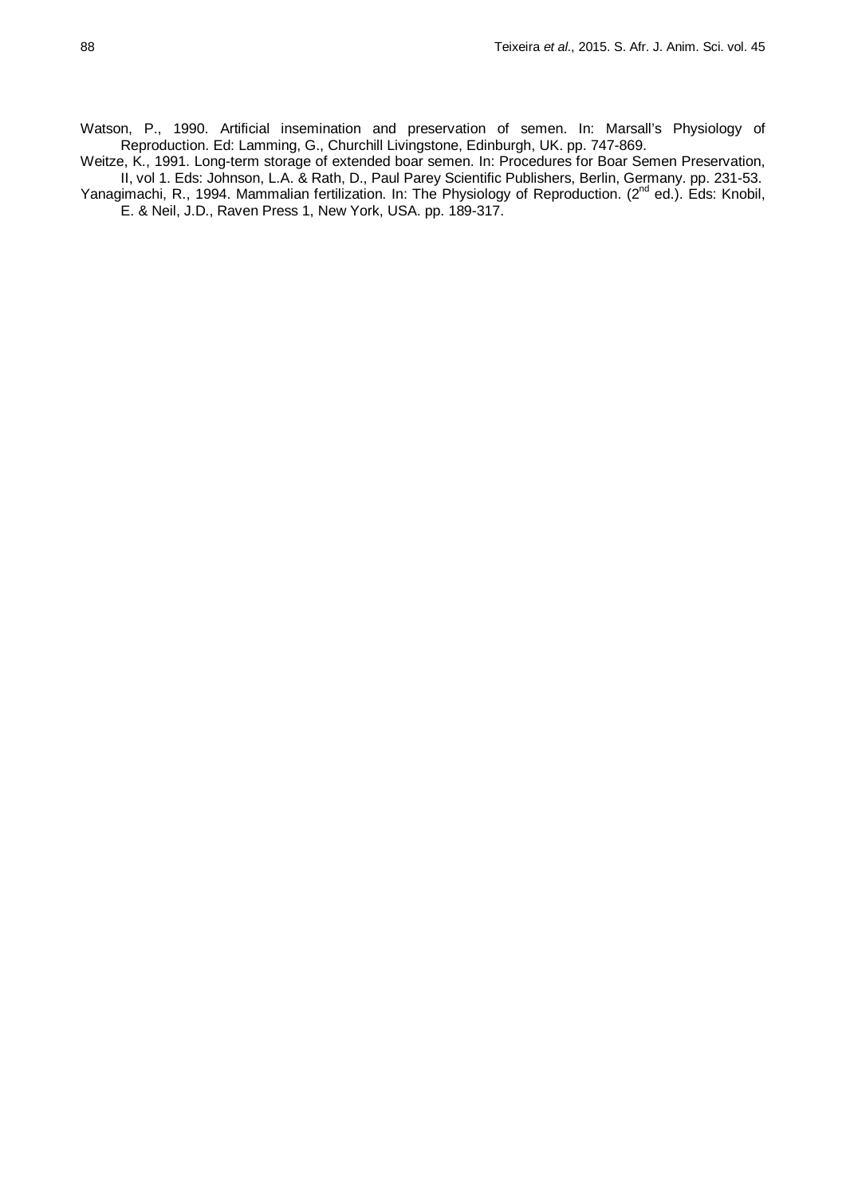Watson, P., 1990. Artificial insemination and preservation of semen. In: Marsall's Physiology of Reproduction. Ed: Lamming, G., Churchill Livingstone, Edinburgh, UK. pp. 747-869.

Weitze, K., 1991. Long-term storage of extended boar semen. In: Procedures for Boar Semen Preservation, II, vol 1. Eds: Johnson, L.A. & Rath, D., Paul Parey Scientific Publishers, Berlin, Germany. pp. 231-53.

Yanagimachi, R., 1994. Mammalian fertilization. In: The Physiology of Reproduction. (2nd ed.). Eds: Knobil, E. & Neil, J.D., Raven Press 1, New York, USA. pp. 189-317.